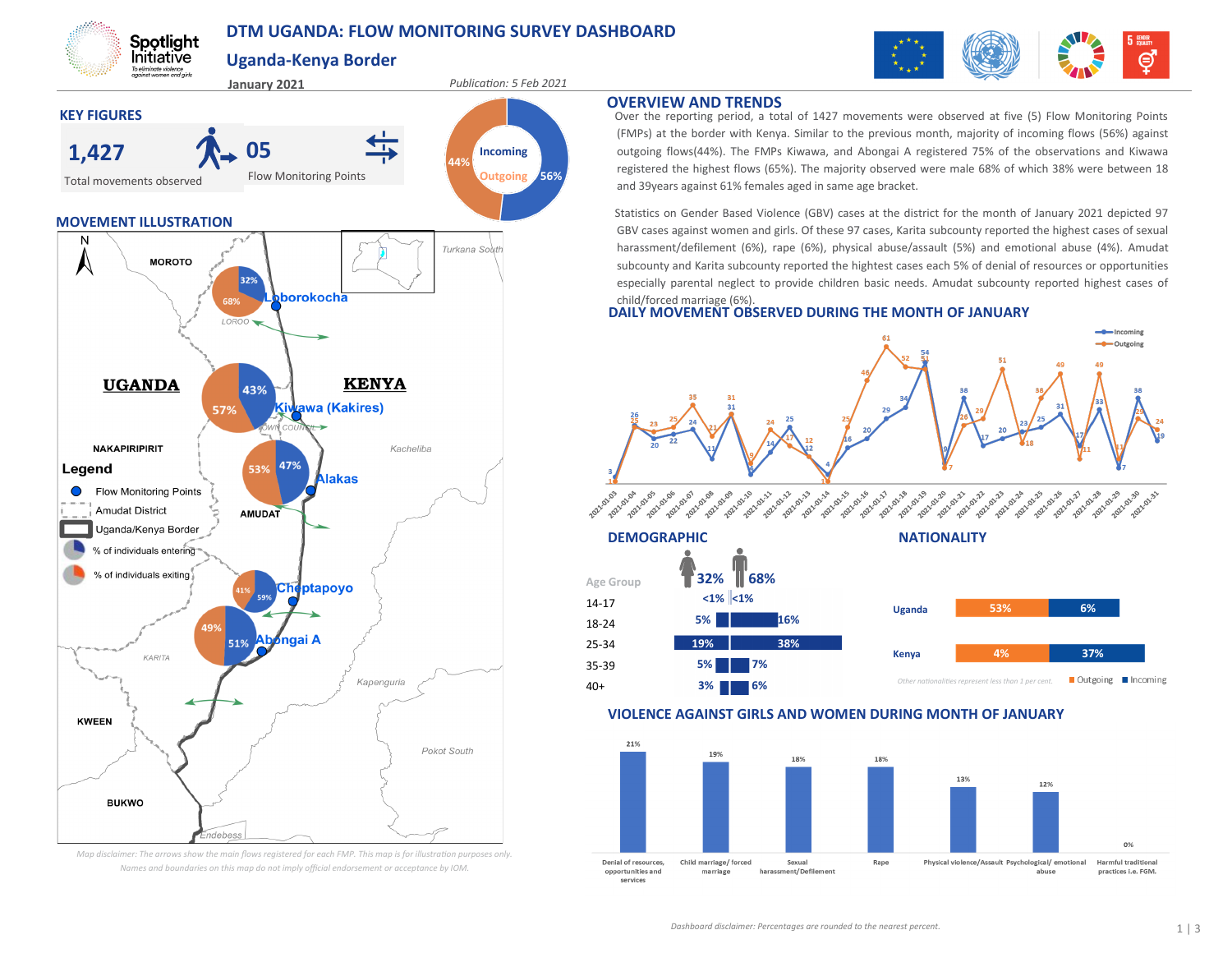# DTM UGANDA: FLOW MONITORING SURVEY DASHBOARD

## Uganda-Kenya Border

January 2021

*Publication: 5 Feb 2021*

## KEY FIGURES

**1,427** Total movements observed

**05** Flow Monitoring Points

Incoming 56% | Outgoing 44%

## OVERVIEW AND TRENDS

Over the reporting period, a total of 1427 movements were observed at five (5) Flow Monitoring Points (FMPs) at the border with Kenya. Similar to the previous month, majority of incoming flows (56%) against outgoing flows(44%). The FMPs Kiwawa, and Abongai A registered 75% of the observations and Kiwawa registered the highest flows (65%). The majority observed were male 68% of which 38% were between 18 and 39years against 61% females aged in same age bracket.

Statistics on Gender Based Violence (GBV) cases at the district for the month of January 2021 depicted 97 GBV cases against women and girls. Of these 97 cases, Karita subcounty reported the highest cases of sexual harassment/defilement (6%), rape (6%), physical abuse/assault (5%) and emotional abuse (4%). Amudat subcounty and Karita subcounty reported the hightest cases each 5% of denial of resources or opportunities especially parental neglect to provide children basic needs. Amudat subcounty reported highest cases of child/forced marriage (6%).

## MOVEMENT ILLUSTRATION

| Flow Monitoring Point | % individuals entering | % individuals exiting |
|---|---|---|
| Loborokocha | 32% | 68% |
| Kiwawa (Kakires) | 43% | 57% |
| Alakas | 47% | 53% |
| Cheptapoyo | 59% | 41% |
| Abongai A | 51% | 49% |

Legend: Flow Monitoring Points; Amudat District; Uganda/Kenya Border; % of individuals entering; % of individuals exiting

*Map disclaimer: The arrows show the main flows registered for each FMP. This map is for illustration purposes only. Names and boundaries on this map do not imply official endorsement or acceptance by IOM.*

## DAILY MOVEMENT OBSERVED DURING THE MONTH OF JANUARY

## DEMOGRAPHIC

| Age Group | Female 32% | Male 68% |
|---|---|---|
| 14-17 | <1% | <1% |
| 18-24 | 5% | 16% |
| 25-34 | 19% | 38% |
| 35-39 | 5% | 7% |
| 40+ | 3% | 6% |

## NATIONALITY

| Nationality | Outgoing | Incoming |
|---|---|---|
| Uganda | 53% | 6% |
| Kenya | 4% | 37% |

*Other nationalities represent less than 1 per cent.*

## VIOLENCE AGAINST GIRLS AND WOMEN DURING MONTH OF JANUARY

| Type | % |
|---|---|
| Denial of resources, opportunities and services | 21% |
| Child marriage/ forced marriage | 19% |
| Sexual harassment/Defilement | 18% |
| Rape | 18% |
| Physical violence/Assault | 13% |
| Psychological/ emotional abuse | 12% |
| Harmful traditional practices i.e. FGM. | 0% |

*Dashboard disclaimer: Percentages are rounded to the nearest percent.*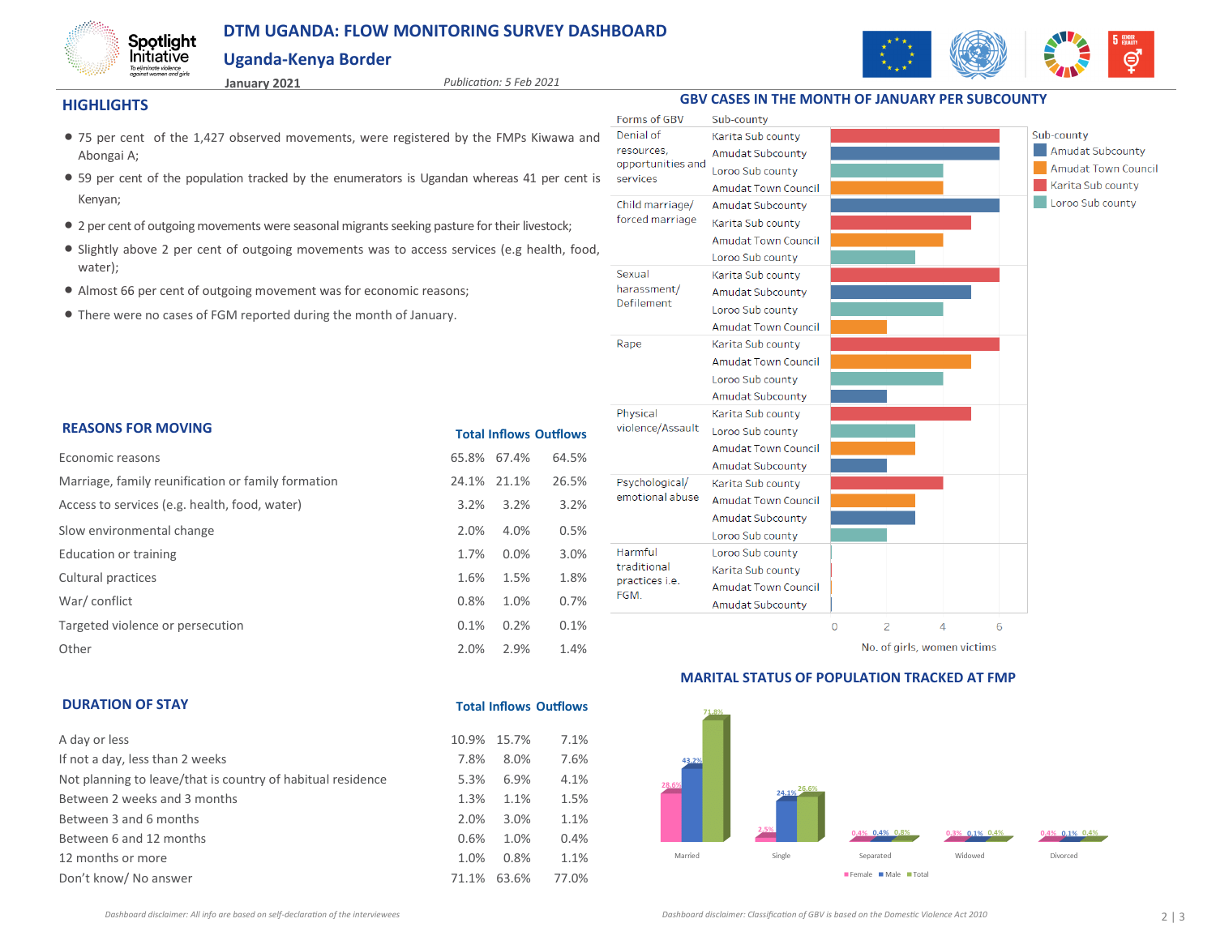# DTM UGANDA: FLOW MONITORING SURVEY DASHBOARD

## Uganda-Kenya Border

January 2021

*Publication: 5 Feb 2021*

## HIGHLIGHTS

- 75 per cent of the 1,427 observed movements, were registered by the FMPs Kiwawa and Abongai A;
- 59 per cent of the population tracked by the enumerators is Ugandan whereas 41 per cent is Kenyan;
- 2 per cent of outgoing movements were seasonal migrants seeking pasture for their livestock;
- Slightly above 2 per cent of outgoing movements was to access services (e.g health, food, water);
- Almost 66 per cent of outgoing movement was for economic reasons;
- There were no cases of FGM reported during the month of January.

## REASONS FOR MOVING

| | Total | Inflows | Outflows |
|---|---|---|---|
| Economic reasons | 65.8% | 67.4% | 64.5% |
| Marriage, family reunification or family formation | 24.1% | 21.1% | 26.5% |
| Access to services (e.g. health, food, water) | 3.2% | 3.2% | 3.2% |
| Slow environmental change | 2.0% | 4.0% | 0.5% |
| Education or training | 1.7% | 0.0% | 3.0% |
| Cultural practices | 1.6% | 1.5% | 1.8% |
| War/ conflict | 0.8% | 1.0% | 0.7% |
| Targeted violence or persecution | 0.1% | 0.2% | 0.1% |
| Other | 2.0% | 2.9% | 1.4% |

## DURATION OF STAY

| | Total | Inflows | Outflows |
|---|---|---|---|
| A day or less | 10.9% | 15.7% | 7.1% |
| If not a day, less than 2 weeks | 7.8% | 8.0% | 7.6% |
| Not planning to leave/that is country of habitual residence | 5.3% | 6.9% | 4.1% |
| Between 2 weeks and 3 months | 1.3% | 1.1% | 1.5% |
| Between 3 and 6 months | 2.0% | 3.0% | 1.1% |
| Between 6 and 12 months | 0.6% | 1.0% | 0.4% |
| 12 months or more | 1.0% | 0.8% | 1.1% |
| Don't know/ No answer | 71.1% | 63.6% | 77.0% |

## GBV CASES IN THE MONTH OF JANUARY PER SUBCOUNTY

| Forms of GBV | Sub-county |
|---|---|
| Denial of resources, opportunities and services | Karita Sub county |
| | Amudat Subcounty |
| | Loroo Sub county |
| | Amudat Town Council |
| Child marriage/ forced marriage | Amudat Subcounty |
| | Karita Sub county |
| | Amudat Town Council |
| | Loroo Sub county |
| Sexual harassment/ Defilement | Karita Sub county |
| | Amudat Subcounty |
| | Loroo Sub county |
| | Amudat Town Council |
| Rape | Karita Sub county |
| | Amudat Town Council |
| | Loroo Sub county |
| | Amudat Subcounty |
| Physical violence/Assault | Karita Sub county |
| | Loroo Sub county |
| | Amudat Town Council |
| | Amudat Subcounty |
| Psychological/ emotional abuse | Karita Sub county |
| | Amudat Town Council |
| | Amudat Subcounty |
| | Loroo Sub county |
| Harmful traditional practices i.e. FGM. | Loroo Sub county |
| | Karita Sub county |
| | Amudat Town Council |
| | Amudat Subcounty |

No. of girls, women victims

Sub-county: Amudat Subcounty, Amudat Town Council, Karita Sub county, Loroo Sub county

## MARITAL STATUS OF POPULATION TRACKED AT FMP

| | Female | Male | Total |
|---|---|---|---|
| Married | 28.6% | 43.2% | 71.8% |
| Single | 2.5% | 24.1% | 26.6% |
| Separated | 0.4% | 0.4% | 0.8% |
| Widowed | 0.3% | 0.1% | 0.4% |
| Divorced | 0.4% | 0.1% | 0.4% |

*Dashboard disclaimer: All info are based on self-declaration of the interviewees*

*Dashboard disclaimer: Classification of GBV is based on the Domestic Violence Act 2010*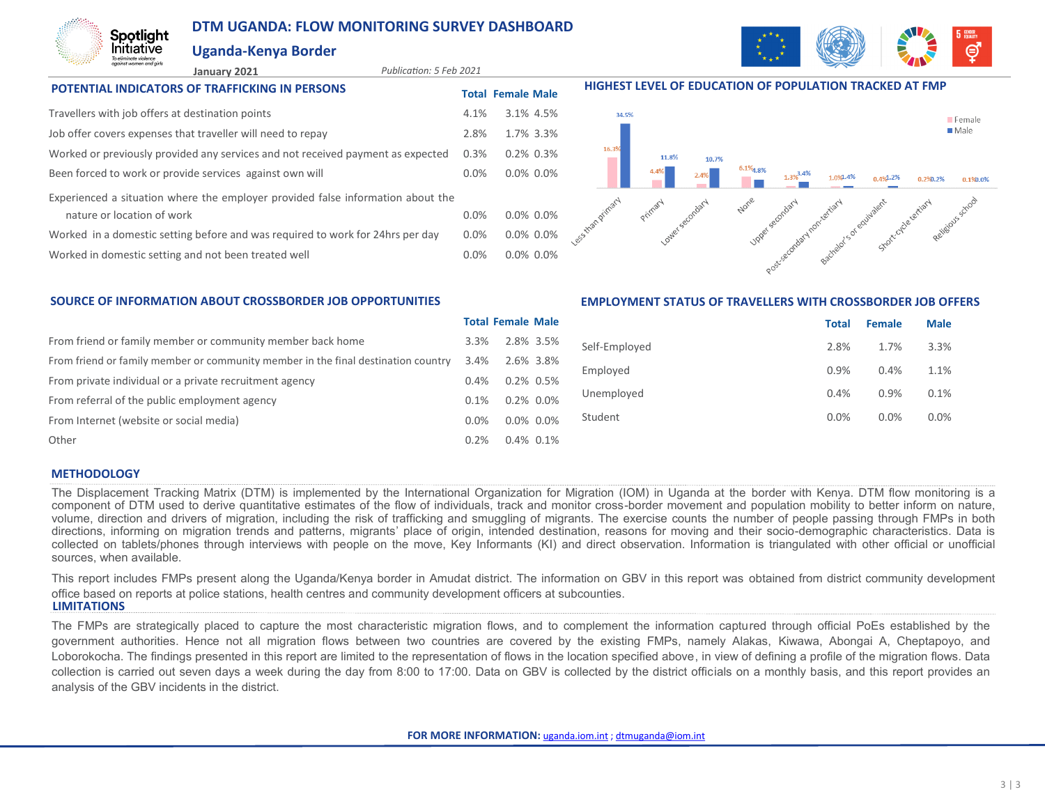# DTM UGANDA: FLOW MONITORING SURVEY DASHBOARD

## Uganda-Kenya Border

**January 2021**

*Publication: 5 Feb 2021*

### POTENTIAL INDICATORS OF TRAFFICKING IN PERSONS

| | Total | Female | Male |
|---|---|---|---|
| Travellers with job offers at destination points | 4.1% | 3.1% | 4.5% |
| Job offer covers expenses that traveller will need to repay | 2.8% | 1.7% | 3.3% |
| Worked or previously provided any services and not received payment as expected | 0.3% | 0.2% | 0.3% |
| Been forced to work or provide services against own will | 0.0% | 0.0% | 0.0% |
| Experienced a situation where the employer provided false information about the nature or location of work | 0.0% | 0.0% | 0.0% |
| Worked in a domestic setting before and was required to work for 24hrs per day | 0.0% | 0.0% | 0.0% |
| Worked in domestic setting and not been treated well | 0.0% | 0.0% | 0.0% |

### HIGHEST LEVEL OF EDUCATION OF POPULATION TRACKED AT FMP

Female
Male

Less than primary: 16.3% 34.5%
Primary: 4.4% 11.8%
Lower secondary: 2.4% 10.7%
None: 6.1% 4.8%
Upper secondary: 1.3% 3.4%
Post-secondary non-tertiary: 1.0% 1.4%
Bachelor's or equivalent: 0.4% 1.2%
Short-cycle tertiary: 0.2% 0.2%
Religious school: 0.1% 0.0%

### SOURCE OF INFORMATION ABOUT CROSSBORDER JOB OPPORTUNITIES

| | Total | Female | Male |
|---|---|---|---|
| From friend or family member or community member back home | 3.3% | 2.8% | 3.5% |
| From friend or family member or community member in the final destination country | 3.4% | 2.6% | 3.8% |
| From private individual or a private recruitment agency | 0.4% | 0.2% | 0.5% |
| From referral of the public employment agency | 0.1% | 0.2% | 0.0% |
| From Internet (website or social media) | 0.0% | 0.0% | 0.0% |
| Other | 0.2% | 0.4% | 0.1% |

### EMPLOYMENT STATUS OF TRAVELLERS WITH CROSSBORDER JOB OFFERS

| | Total | Female | Male |
|---|---|---|---|
| Self-Employed | 2.8% | 1.7% | 3.3% |
| Employed | 0.9% | 0.4% | 1.1% |
| Unemployed | 0.4% | 0.9% | 0.1% |
| Student | 0.0% | 0.0% | 0.0% |

### METHODOLOGY

The Displacement Tracking Matrix (DTM) is implemented by the International Organization for Migration (IOM) in Uganda at the border with Kenya. DTM flow monitoring is a component of DTM used to derive quantitative estimates of the flow of individuals, track and monitor cross-border movement and population mobility to better inform on nature, volume, direction and drivers of migration, including the risk of trafficking and smuggling of migrants. The exercise counts the number of people passing through FMPs in both directions, informing on migration trends and patterns, migrants' place of origin, intended destination, reasons for moving and their socio-demographic characteristics. Data is collected on tablets/phones through interviews with people on the move, Key Informants (KI) and direct observation. Information is triangulated with other official or unofficial sources, when available.

This report includes FMPs present along the Uganda/Kenya border in Amudat district. The information on GBV in this report was obtained from district community development office based on reports at police stations, health centres and community development officers at subcounties.

### LIMITATIONS

The FMPs are strategically placed to capture the most characteristic migration flows, and to complement the information captured through official PoEs established by the government authorities. Hence not all migration flows between two countries are covered by the existing FMPs, namely Alakas, Kiwawa, Abongai A, Cheptapoyo, and Loborokocha. The findings presented in this report are limited to the representation of flows in the location specified above, in view of defining a profile of the migration flows. Data collection is carried out seven days a week during the day from 8:00 to 17:00. Data on GBV is collected by the district officials on a monthly basis, and this report provides an analysis of the GBV incidents in the district.

**FOR MORE INFORMATION:** uganda.iom.int ; dtmuganda@iom.int